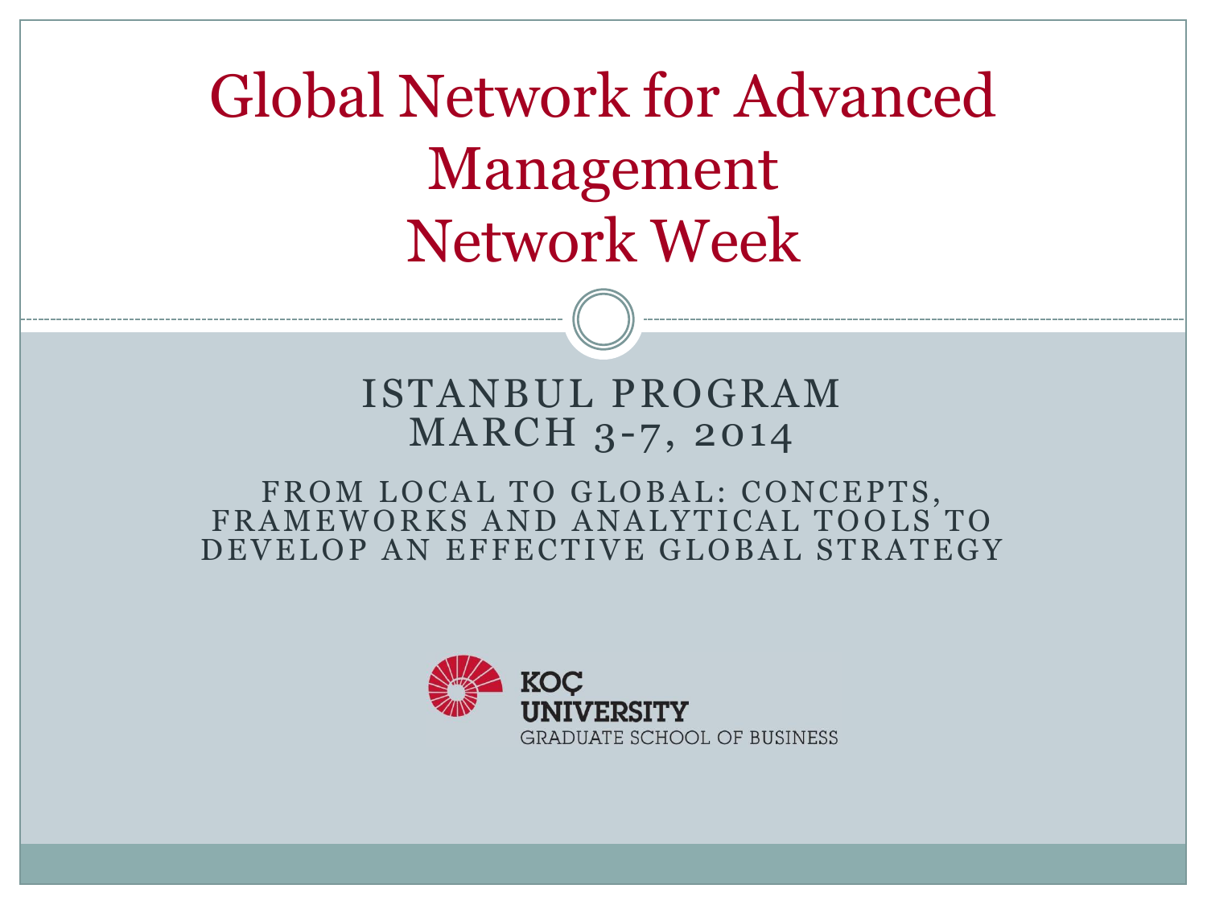# Global Network for Advanced Management Network Week

## ISTANBUL PROGRAM
## MARCH 3-7, 2014

### FROM LOCAL TO GLOBAL: CONCEPTS, FRAMEWORKS AND ANALYTICAL TOOLS TO DEVELOP AN EFFECTIVE GLOBAL STRATEGY

KOÇ UNIVERSITY
GRADUATE SCHOOL OF BUSINESS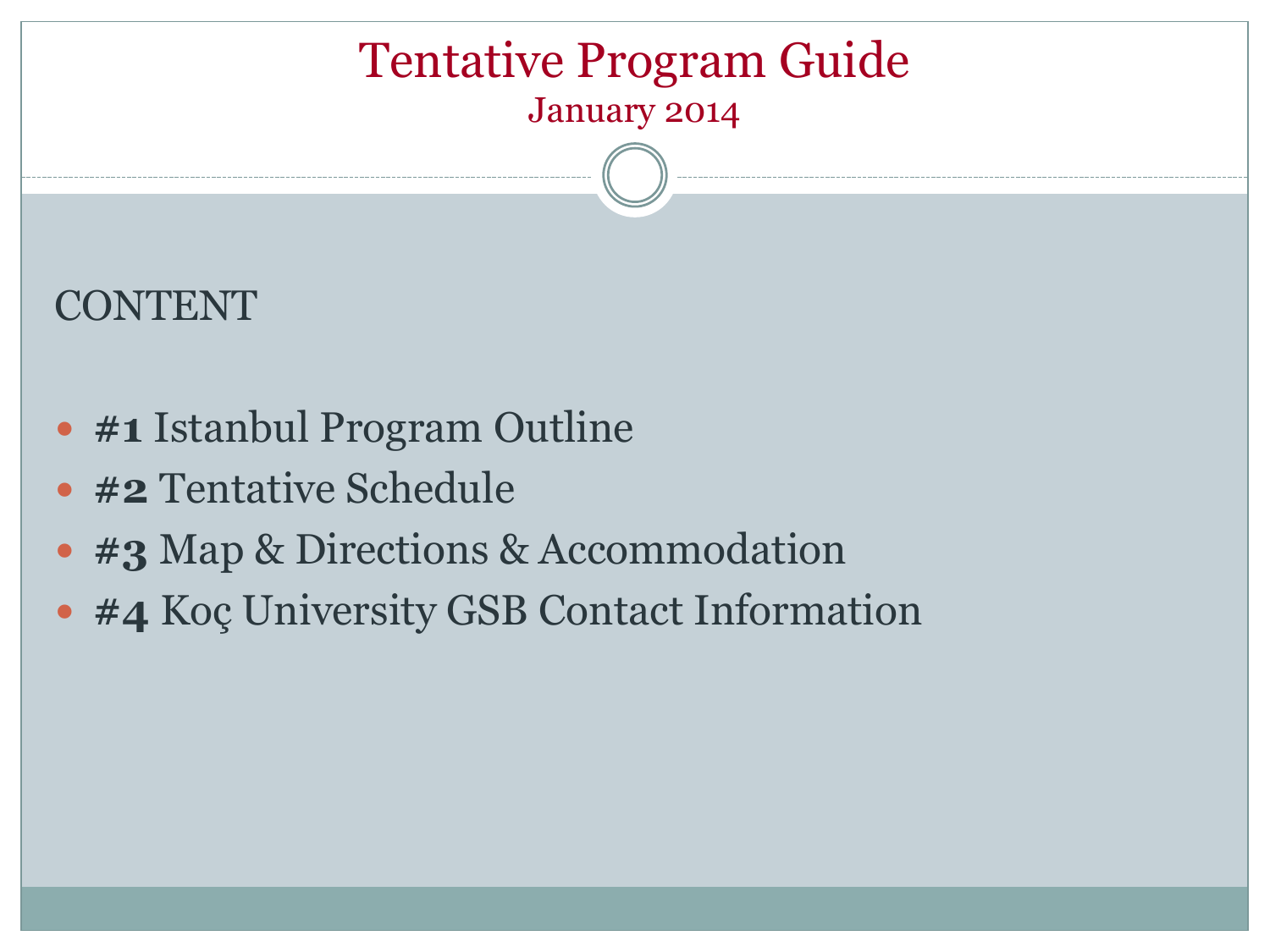# Tentative Program Guide

January 2014

## CONTENT

- **#1** Istanbul Program Outline
- **#2** Tentative Schedule
- **#3** Map & Directions & Accommodation
- **#4** Koç University GSB Contact Information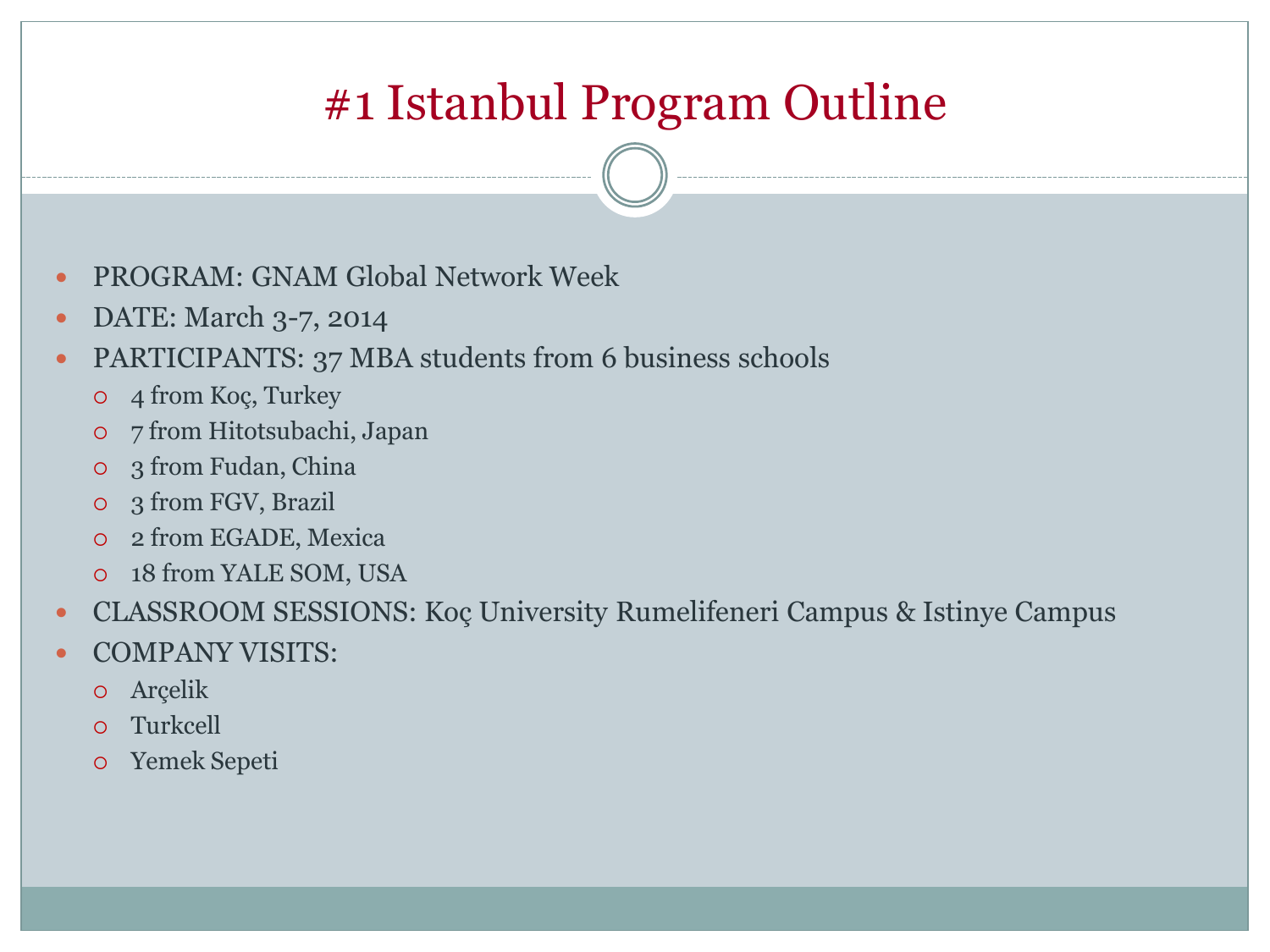# #1 Istanbul Program Outline

- PROGRAM: GNAM Global Network Week
- DATE: March 3-7, 2014
- PARTICIPANTS: 37 MBA students from 6 business schools
  - 4 from Koç, Turkey
  - 7 from Hitotsubachi, Japan
  - 3 from Fudan, China
  - 3 from FGV, Brazil
  - 2 from EGADE, Mexica
  - 18 from YALE SOM, USA
- CLASSROOM SESSIONS: Koç University Rumelifeneri Campus & Istinye Campus
- COMPANY VISITS:
  - Arçelik
  - Turkcell
  - Yemek Sepeti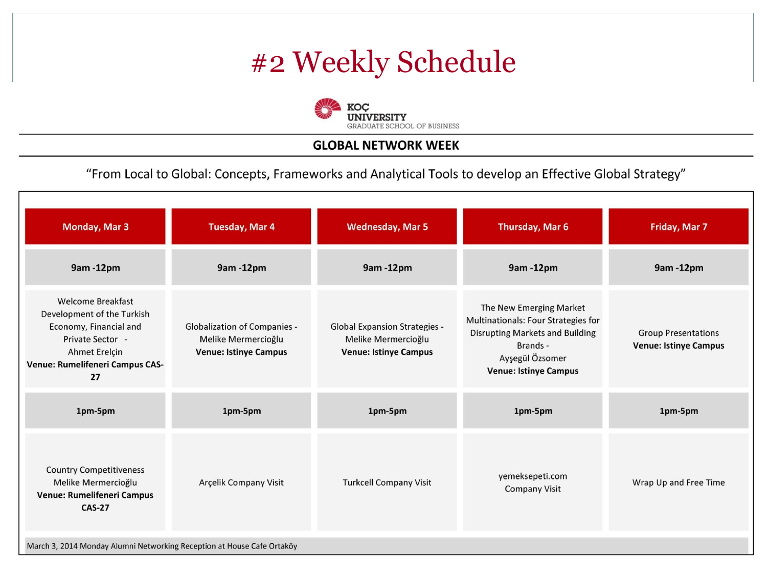# #2 Weekly Schedule

KOÇ UNIVERSITY
GRADUATE SCHOOL OF BUSINESS

## GLOBAL NETWORK WEEK

"From Local to Global: Concepts, Frameworks and Analytical Tools to develop an Effective Global Strategy"

| Monday, Mar 3 | Tuesday, Mar 4 | Wednesday, Mar 5 | Thursday, Mar 6 | Friday, Mar 7 |
|---|---|---|---|---|
| **9am -12pm** | **9am -12pm** | **9am -12pm** | **9am -12pm** | **9am -12pm** |
| Welcome Breakfast Development of the Turkish Economy, Financial and Private Sector - Ahmet Erelçin **Venue: Rumelifeneri Campus CAS-27** | Globalization of Companies - Melike Mermercioğlu **Venue: Istinye Campus** | Global Expansion Strategies - Melike Mermercioğlu **Venue: Istinye Campus** | The New Emerging Market Multinationals: Four Strategies for Disrupting Markets and Building Brands - Ayşegül Özsomer **Venue: Istinye Campus** | Group Presentations **Venue: Istinye Campus** |
| **1pm-5pm** | **1pm-5pm** | **1pm-5pm** | **1pm-5pm** | **1pm-5pm** |
| Country Competitiveness Melike Mermercioğlu **Venue: Rumelifeneri Campus CAS-27** | Arçelik Company Visit | Turkcell Company Visit | yemeksepeti.com Company Visit | Wrap Up and Free Time |

March 3, 2014 Monday Alumni Networking Reception at House Cafe Ortaköy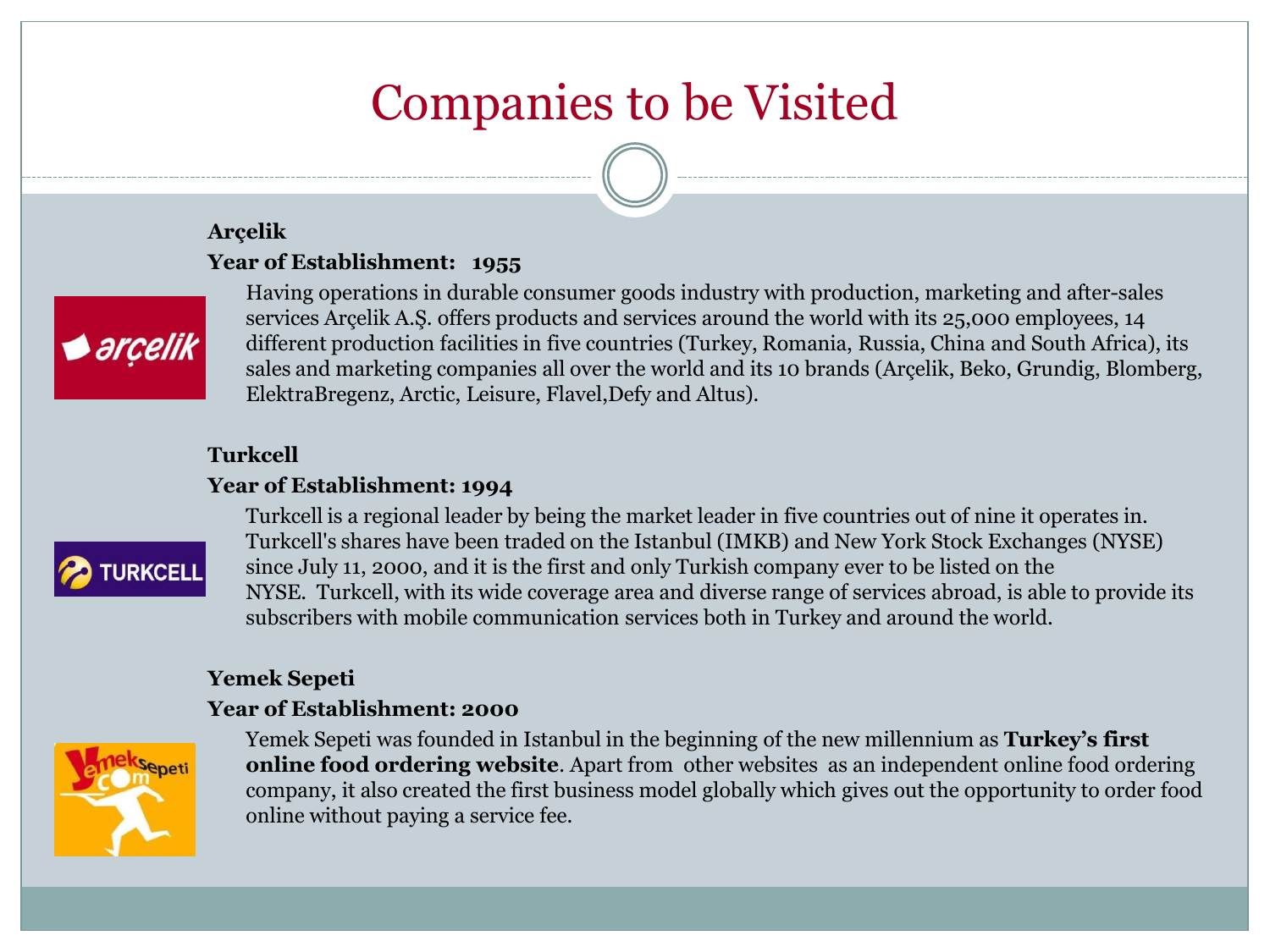# Companies to be Visited

**Arçelik**

**Year of Establishment: 1955**

Having operations in durable consumer goods industry with production, marketing and after-sales services Arçelik A.Ş. offers products and services around the world with its 25,000 employees, 14 different production facilities in five countries (Turkey, Romania, Russia, China and South Africa), its sales and marketing companies all over the world and its 10 brands (Arçelik, Beko, Grundig, Blomberg, ElektraBregenz, Arctic, Leisure, Flavel,Defy and Altus).

**Turkcell**

**Year of Establishment: 1994**

Turkcell is a regional leader by being the market leader in five countries out of nine it operates in. Turkcell's shares have been traded on the Istanbul (IMKB) and New York Stock Exchanges (NYSE) since July 11, 2000, and it is the first and only Turkish company ever to be listed on the NYSE. Turkcell, with its wide coverage area and diverse range of services abroad, is able to provide its subscribers with mobile communication services both in Turkey and around the world.

**Yemek Sepeti**

**Year of Establishment: 2000**

Yemek Sepeti was founded in Istanbul in the beginning of the new millennium as **Turkey's first online food ordering website**. Apart from other websites as an independent online food ordering company, it also created the first business model globally which gives out the opportunity to order food online without paying a service fee.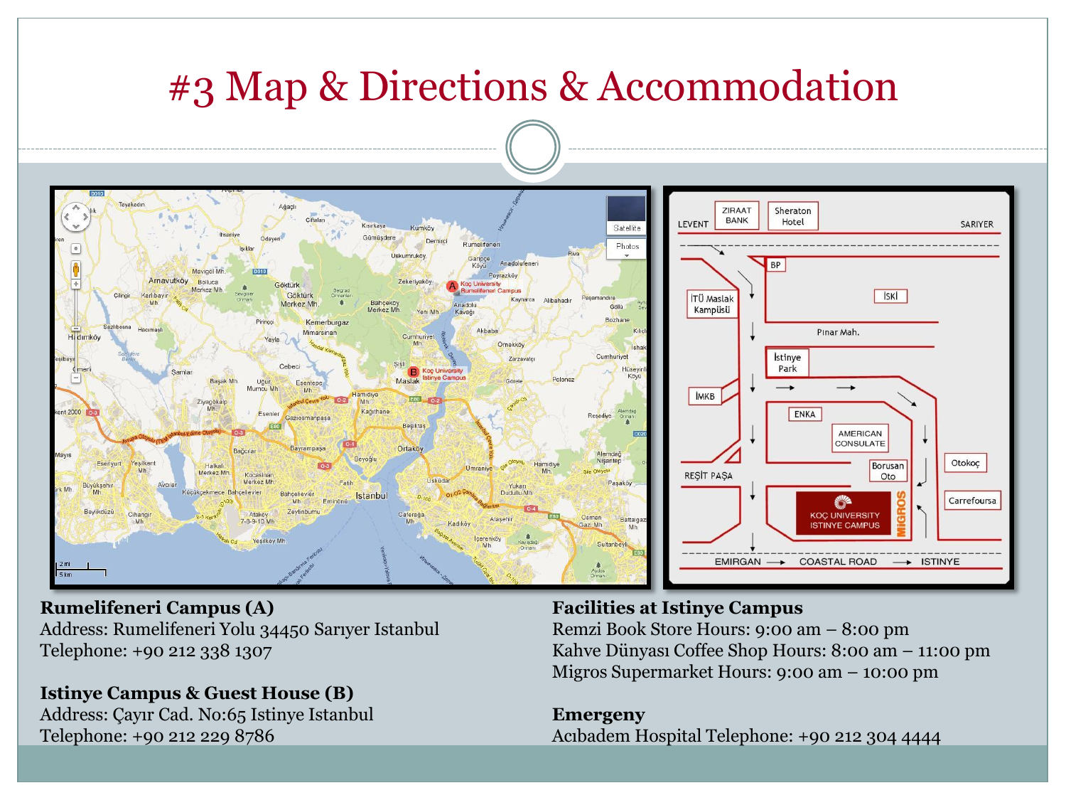# #3 Map & Directions & Accommodation

**Rumelifeneri Campus (A)**
Address: Rumelifeneri Yolu 34450 Sarıyer Istanbul
Telephone: +90 212 338 1307

**Istinye Campus & Guest House (B)**
Address: Çayır Cad. No:65 Istinye Istanbul
Telephone: +90 212 229 8786

**Facilities at Istinye Campus**
Remzi Book Store Hours: 9:00 am – 8:00 pm
Kahve Dünyası Coffee Shop Hours: 8:00 am – 11:00 pm
Migros Supermarket Hours: 9:00 am – 10:00 pm

**Emergeny**
Acıbadem Hospital Telephone: +90 212 304 4444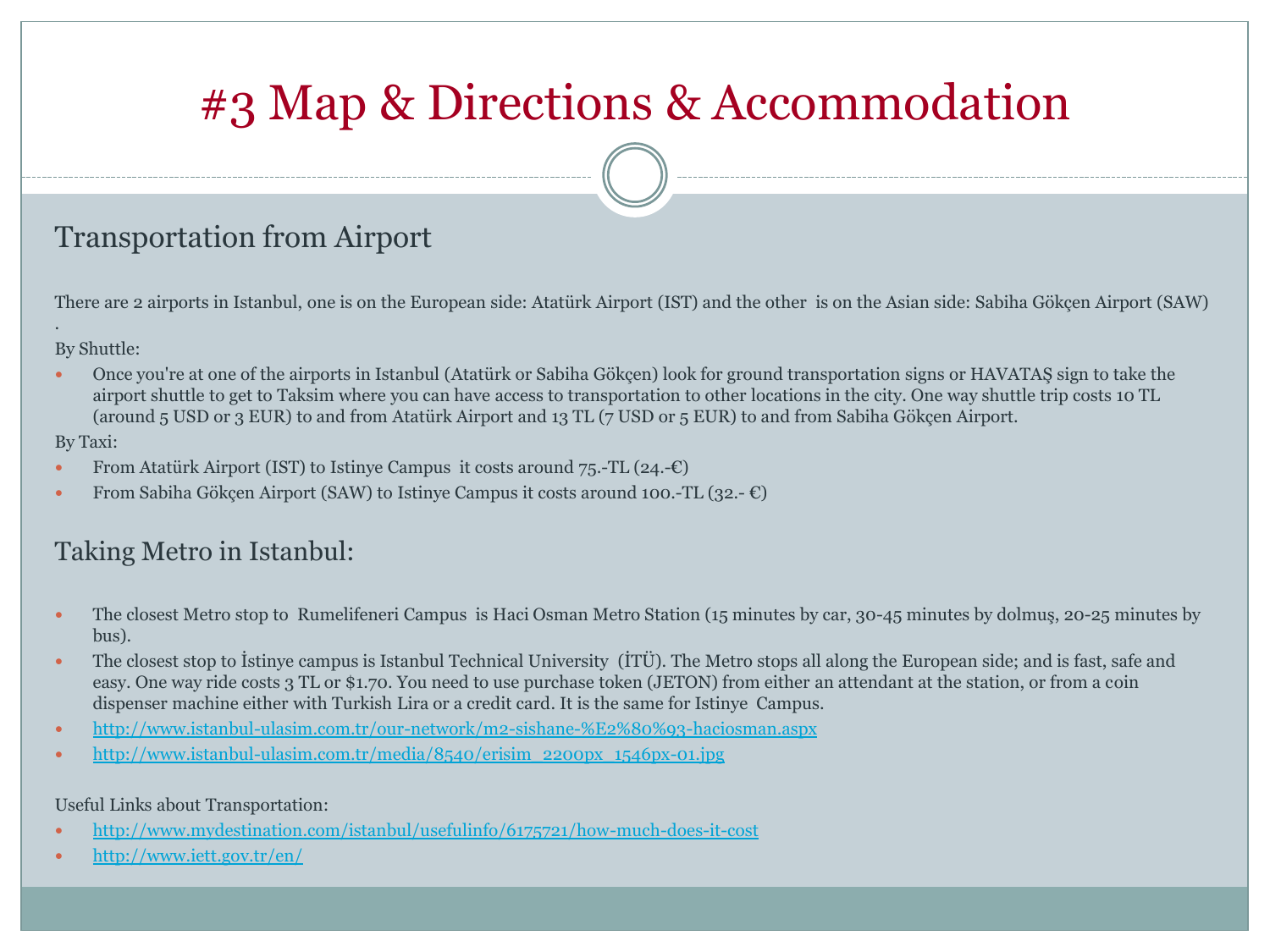# #3 Map & Directions & Accommodation

## Transportation from Airport

There are 2 airports in Istanbul, one is on the European side: Atatürk Airport (IST) and the other is on the Asian side: Sabiha Gökçen Airport (SAW)
.

By Shuttle:

- Once you're at one of the airports in Istanbul (Atatürk or Sabiha Gökçen) look for ground transportation signs or HAVATAŞ sign to take the airport shuttle to get to Taksim where you can have access to transportation to other locations in the city. One way shuttle trip costs 10 TL (around 5 USD or 3 EUR) to and from Atatürk Airport and 13 TL (7 USD or 5 EUR) to and from Sabiha Gökçen Airport.

By Taxi:

- From Atatürk Airport (IST) to Istinye Campus it costs around 75.-TL (24.-€)
- From Sabiha Gökçen Airport (SAW) to Istinye Campus it costs around 100.-TL (32.- €)

## Taking Metro in Istanbul:

- The closest Metro stop to Rumelifeneri Campus is Haci Osman Metro Station (15 minutes by car, 30-45 minutes by dolmuş, 20-25 minutes by bus).
- The closest stop to İstinye campus is Istanbul Technical University (İTÜ). The Metro stops all along the European side; and is fast, safe and easy. One way ride costs 3 TL or $1.70. You need to use purchase token (JETON) from either an attendant at the station, or from a coin dispenser machine either with Turkish Lira or a credit card. It is the same for Istinye Campus.
- http://www.istanbul-ulasim.com.tr/our-network/m2-sishane-%E2%80%93-haciosman.aspx
- http://www.istanbul-ulasim.com.tr/media/8540/erisim_2200px_1546px-01.jpg

Useful Links about Transportation:

- http://www.mydestination.com/istanbul/usefulinfo/6175721/how-much-does-it-cost
- http://www.iett.gov.tr/en/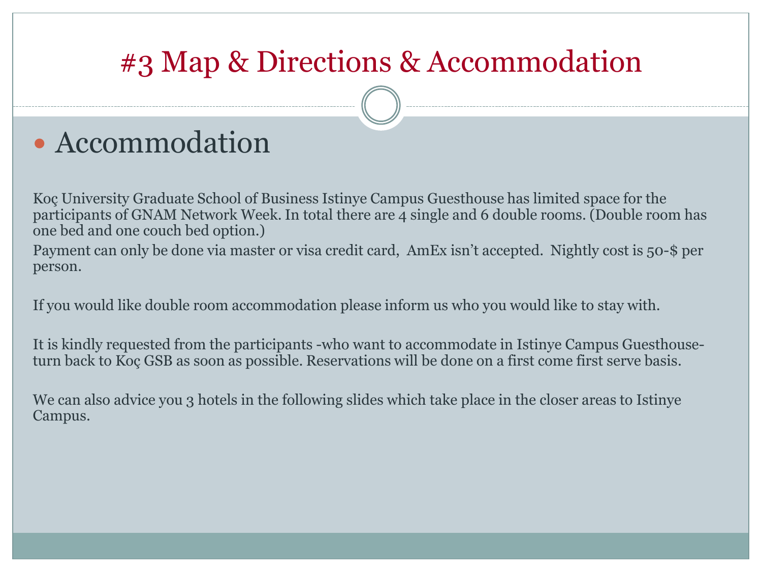# #3 Map & Directions & Accommodation

- ## Accommodation

Koç University Graduate School of Business Istinye Campus Guesthouse has limited space for the participants of GNAM Network Week. In total there are 4 single and 6 double rooms. (Double room has one bed and one couch bed option.)

Payment can only be done via master or visa credit card, AmEx isn't accepted. Nightly cost is 50-$ per person.

If you would like double room accommodation please inform us who you would like to stay with.

It is kindly requested from the participants -who want to accommodate in Istinye Campus Guesthouse- turn back to Koç GSB as soon as possible. Reservations will be done on a first come first serve basis.

We can also advice you 3 hotels in the following slides which take place in the closer areas to Istinye Campus.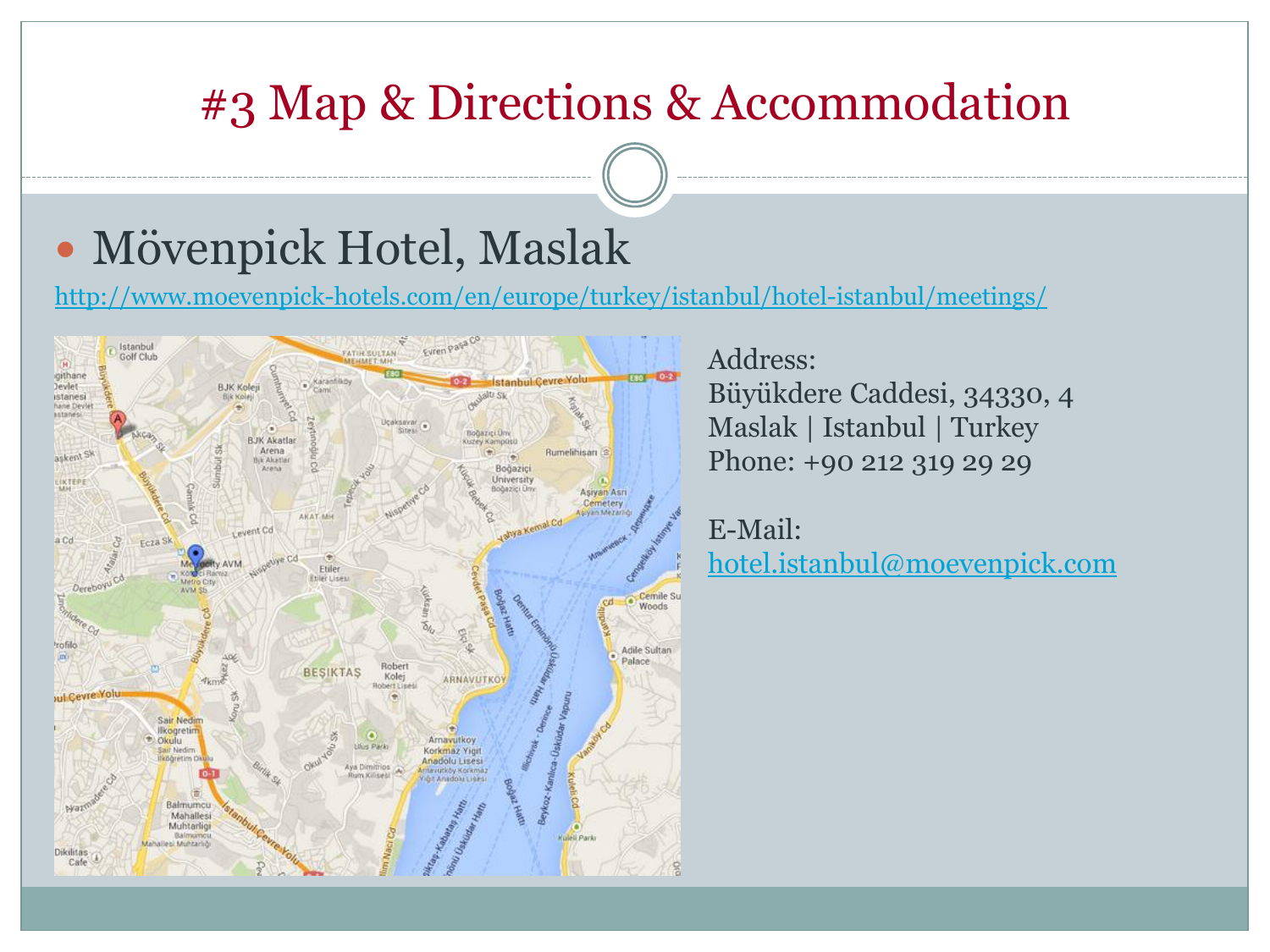# #3 Map & Directions & Accommodation

- Mövenpick Hotel, Maslak

http://www.moevenpick-hotels.com/en/europe/turkey/istanbul/hotel-istanbul/meetings/

Address:
Büyükdere Caddesi, 34330, 4
Maslak | Istanbul | Turkey
Phone: +90 212 319 29 29

E-Mail:
hotel.istanbul@moevenpick.com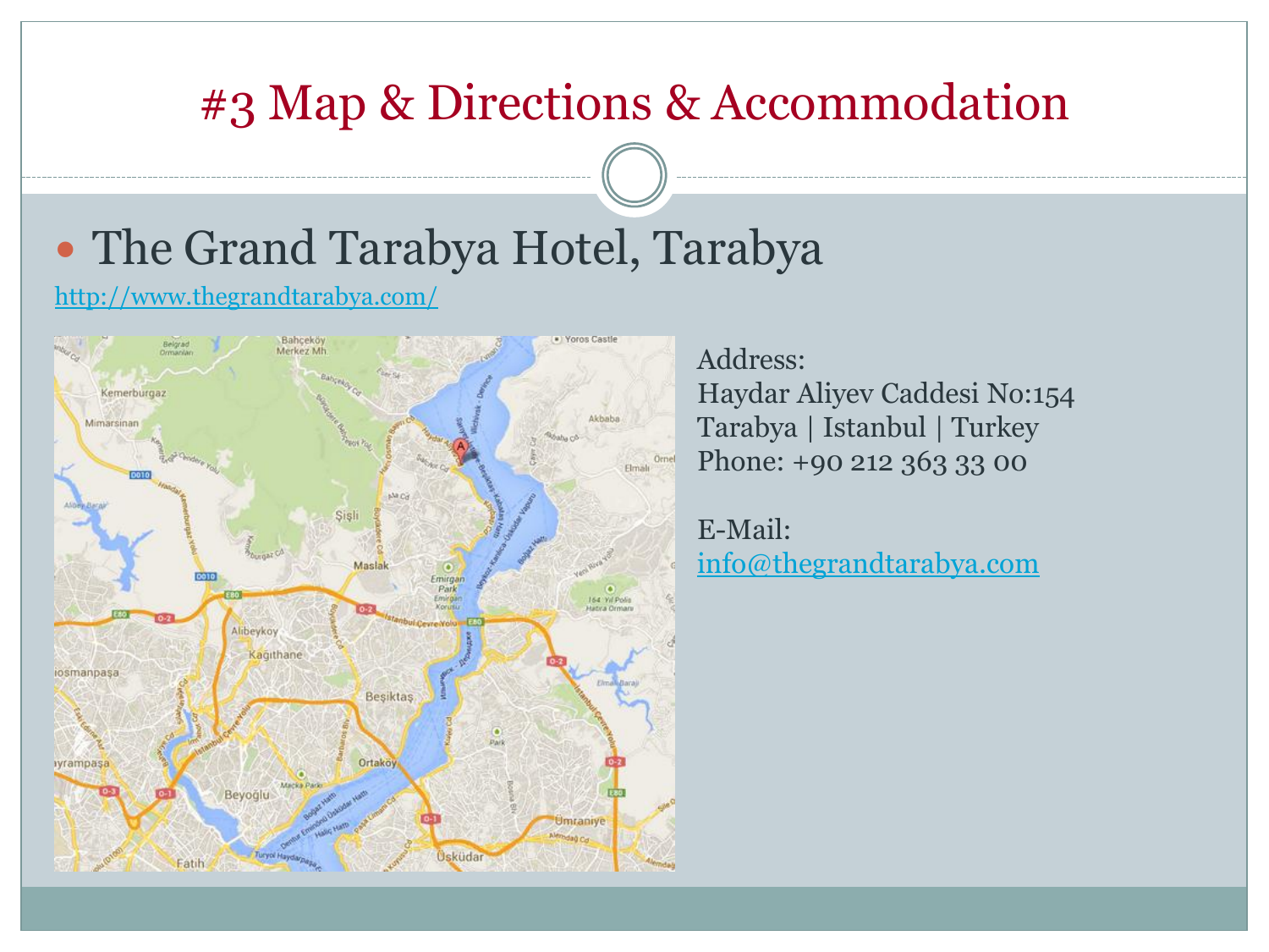# #3 Map & Directions & Accommodation

- The Grand Tarabya Hotel, Tarabya

http://www.thegrandtarabya.com/

Address:
Haydar Aliyev Caddesi No:154
Tarabya | Istanbul | Turkey
Phone: +90 212 363 33 00

E-Mail:
info@thegrandtarabya.com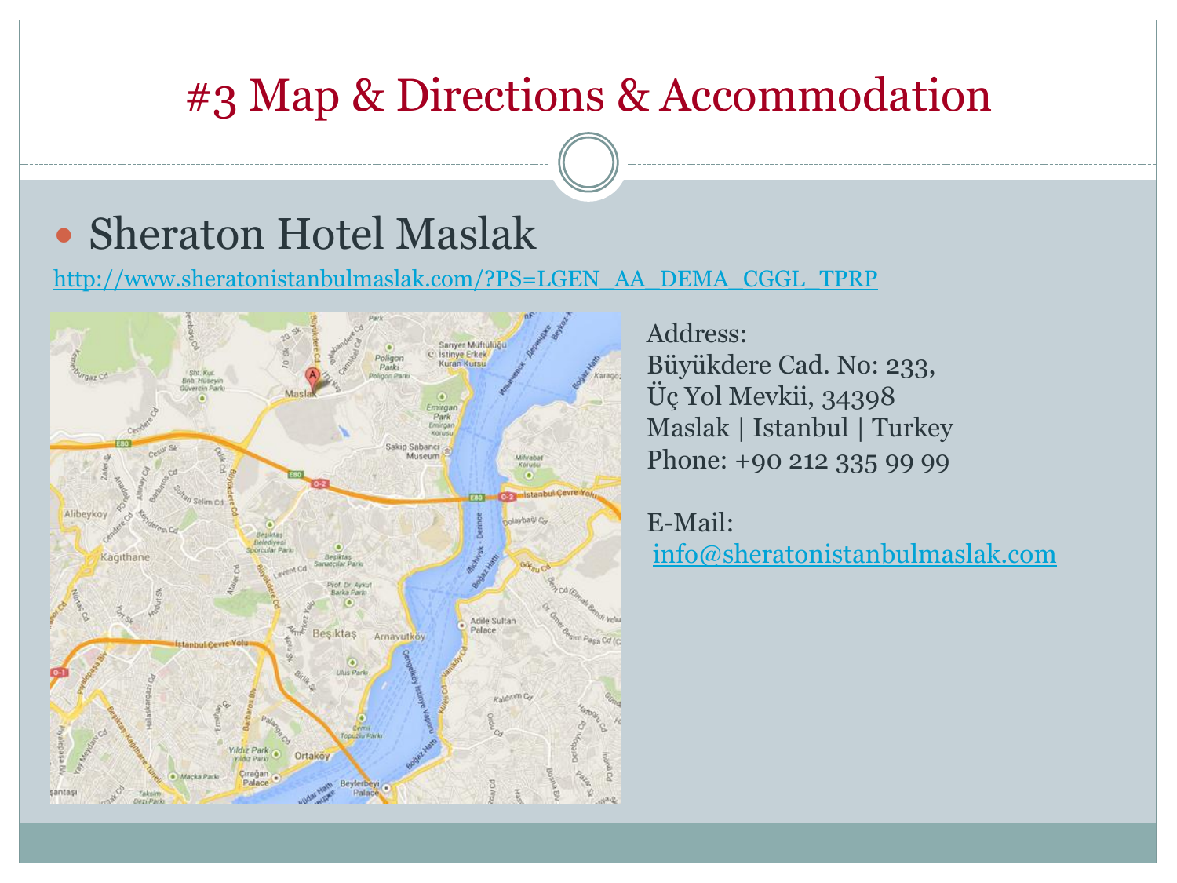# #3 Map & Directions & Accommodation

- Sheraton Hotel Maslak

http://www.sheratonistanbulmaslak.com/?PS=LGEN_AA_DEMA_CGGL_TPRP

Address:
Büyükdere Cad. No: 233,
Üç Yol Mevkii, 34398
Maslak | Istanbul | Turkey
Phone: +90 212 335 99 99

E-Mail:
info@sheratonistanbulmaslak.com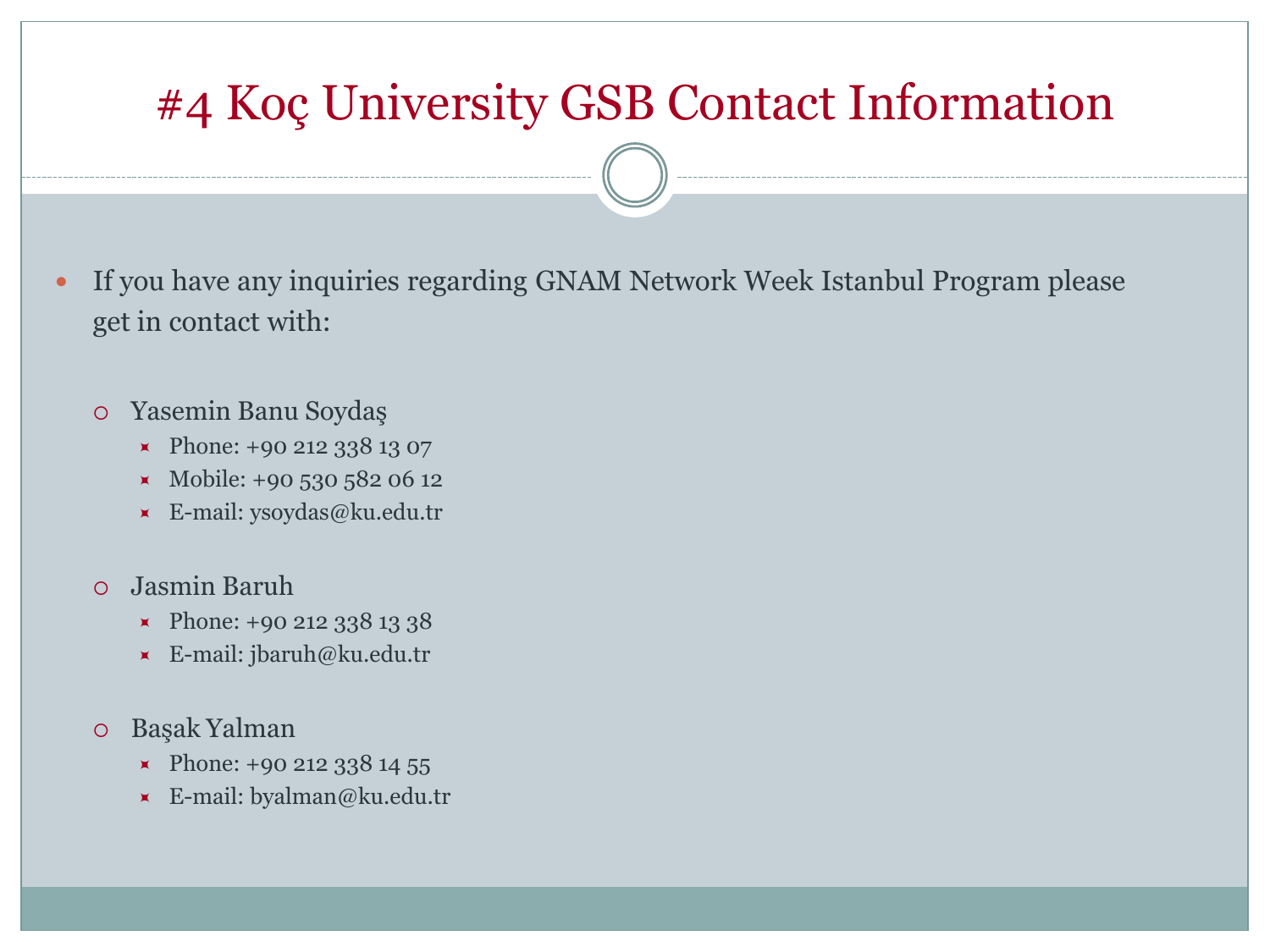# #4 Koç University GSB Contact Information

- If you have any inquiries regarding GNAM Network Week Istanbul Program please get in contact with:

  - Yasemin Banu Soydaş
    - Phone: +90 212 338 13 07
    - Mobile: +90 530 582 06 12
    - E-mail: ysoydas@ku.edu.tr

  - Jasmin Baruh
    - Phone: +90 212 338 13 38
    - E-mail: jbaruh@ku.edu.tr

  - Başak Yalman
    - Phone: +90 212 338 14 55
    - E-mail: byalman@ku.edu.tr